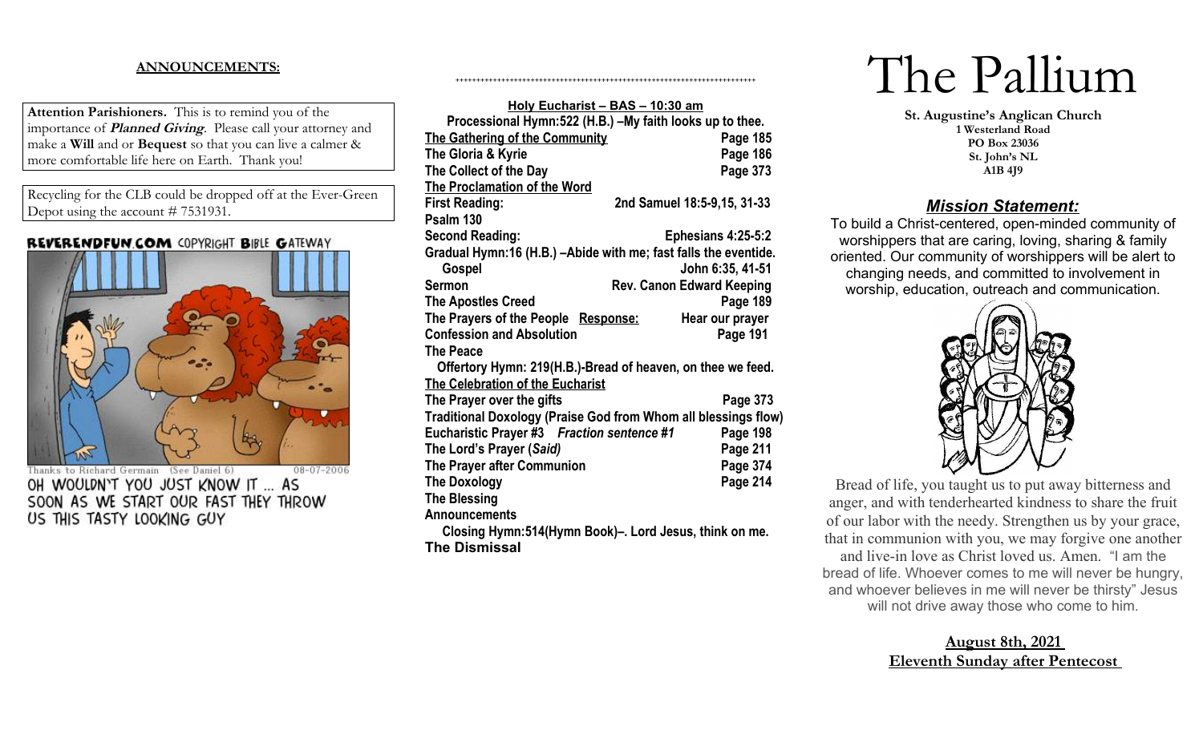## ANNOUNCEMENTS:

**Attention Parishioners.** This is to remind you of the importance of ***Planned Giving***. Please call your attorney and make a **Will** and or **Bequest** so that you can live a calmer & more comfortable life here on Earth. Thank you!

Recycling for the CLB could be dropped off at the Ever-Green Depot using the account # 7531931.

REVERENDFUN.COM COPYRIGHT BIBLE GATEWAY

Thanks to Richard Germain (See Daniel 6) 08-07-2006

OH WOULDN'T YOU JUST KNOW IT ... AS SOON AS WE START OUR FAST THEY THROW US THIS TASTY LOOKING GUY

++++++++++++++++++++++++++++++++++++++++++++++++++++++++++++++++++++++++

**Holy Eucharist – BAS – 10:30 am**

**Processional Hymn:522 (H.B.) –My faith looks up to thee.**

| | |
|---|---|
| **The Gathering of the Community** | **Page 185** |
| **The Gloria & Kyrie** | **Page 186** |
| **The Collect of the Day** | **Page 373** |
| **The Proclamation of the Word** | |
| **First Reading:** | **2nd Samuel 18:5-9,15, 31-33** |
| **Psalm 130** | |
| **Second Reading:** | **Ephesians 4:25-5:2** |

**Gradual Hymn:16 (H.B.) –Abide with me; fast falls the eventide.**

| | |
|---|---|
| **Gospel** | **John 6:35, 41-51** |
| **Sermon** | **Rev. Canon Edward Keeping** |
| **The Apostles Creed** | **Page 189** |
| **The Prayers of the People Response:** | **Hear our prayer** |
| **Confession and Absolution** | **Page 191** |
| **The Peace** | |

**Offertory Hymn: 219(H.B.)-Bread of heaven, on thee we feed.**

| | |
|---|---|
| **The Celebration of the Eucharist** | |
| **The Prayer over the gifts** | **Page 373** |
| **Traditional Doxology (Praise God from Whom all blessings flow)** | |
| **Eucharistic Prayer #3 *Fraction sentence #1*** | **Page 198** |
| **The Lord's Prayer (*Said)*** | **Page 211** |
| **The Prayer after Communion** | **Page 374** |
| **The Doxology** | **Page 214** |
| **The Blessing** | |
| **Announcements** | |

**Closing Hymn:514(Hymn Book)–. Lord Jesus, think on me.**

**The Dismissal**

# The Pallium

**St. Augustine's Anglican Church**
**1 Westerland Road**
**PO Box 23036**
**St. John's NL**
**A1B 4J9**

## *Mission Statement:*

To build a Christ-centered, open-minded community of worshippers that are caring, loving, sharing & family oriented. Our community of worshippers will be alert to changing needs, and committed to involvement in worship, education, outreach and communication.

Bread of life, you taught us to put away bitterness and anger, and with tenderhearted kindness to share the fruit of our labor with the needy. Strengthen us by your grace, that in communion with you, we may forgive one another and live-in love as Christ loved us. Amen. "I am the bread of life. Whoever comes to me will never be hungry, and whoever believes in me will never be thirsty" Jesus will not drive away those who come to him.

**August 8th, 2021**
**Eleventh Sunday after Pentecost**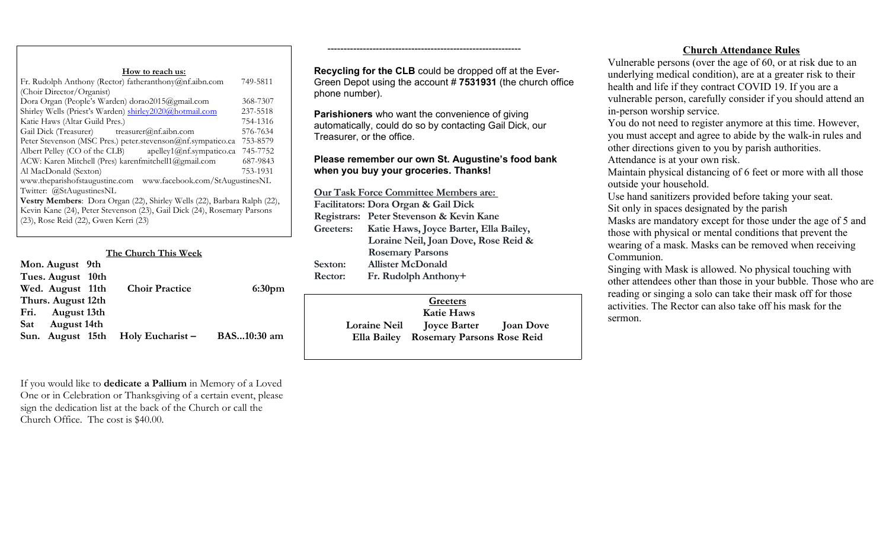## How to reach us:

| | | |
|---|---|---|
| Fr. Rudolph Anthony (Rector) (Choir Director/Organist) | fatheranthony@nf.aibn.com | 749-5811 |
| Dora Organ (People's Warden) | dorao2015@gmail.com | 368-7307 |
| Shirley Wells (Priest's Warden) | shirley2020@hotmail.com | 237-5518 |
| Katie Haws (Altar Guild Pres.) | | 754-1316 |
| Gail Dick (Treasurer) | treasurer@nf.aibn.com | 576-7634 |
| Peter Stevenson (MSC Pres.) | peter.stevenson@nf.sympatico.ca | 753-8579 |
| Albert Pelley (CO of the CLB) | apelley1@nf.sympatico.ca | 745-7752 |
| ACW: Karen Mitchell (Pres) | karenfmitchell1@gmail.com | 687-9843 |
| Al MacDonald (Sexton) | | 753-1931 |

www.theparishofstaugustine.com www.facebook.com/StAugustinesNL

Twitter: @StAugustinesNL

**Vestry Members**: Dora Organ (22), Shirley Wells (22), Barbara Ralph (22), Kevin Kane (24), Peter Stevenson (23), Gail Dick (24), Rosemary Parsons (23), Rose Reid (22), Gwen Kerri (23)

## The Church This Week

| | | |
|---|---|---|
| **Mon. August 9th** | | |
| **Tues. August 10th** | | |
| **Wed. August 11th** | **Choir Practice** | **6:30pm** |
| **Thurs. August 12th** | | |
| **Fri. August 13th** | | |
| **Sat August 14th** | | |
| **Sun. August 15th** | **Holy Eucharist –** | **BAS...10:30 am** |

If you would like to **dedicate a Pallium** in Memory of a Loved One or in Celebration or Thanksgiving of a certain event, please sign the dedication list at the back of the Church or call the Church Office. The cost is $40.00.

------------------------------------------------------------

**Recycling for the CLB** could be dropped off at the Ever-Green Depot using the account # **7531931** (the church office phone number).

**Parishioners** who want the convenience of giving automatically, could do so by contacting Gail Dick, our Treasurer, or the office.

**Please remember our own St. Augustine's food bank when you buy your groceries. Thanks!**

**Our Task Force Committee Members are:**

**Facilitators: Dora Organ & Gail Dick**

**Registrars: Peter Stevenson & Kevin Kane**

**Greeters: Katie Haws, Joyce Barter, Ella Bailey, Loraine Neil, Joan Dove, Rose Reid & Rosemary Parsons**

**Sexton: Allister McDonald**

**Rector: Fr. Rudolph Anthony+**

**Greeters**

**Katie Haws**

**Loraine Neil Joyce Barter Joan Dove**

**Ella Bailey Rosemary Parsons Rose Reid**

## Church Attendance Rules

Vulnerable persons (over the age of 60, or at risk due to an underlying medical condition), are at a greater risk to their health and life if they contract COVID 19. If you are a vulnerable person, carefully consider if you should attend an in-person worship service.

You do not need to register anymore at this time. However, you must accept and agree to abide by the walk-in rules and other directions given to you by parish authorities.

Attendance is at your own risk.

Maintain physical distancing of 6 feet or more with all those outside your household.

Use hand sanitizers provided before taking your seat.

Sit only in spaces designated by the parish

Masks are mandatory except for those under the age of 5 and those with physical or mental conditions that prevent the wearing of a mask. Masks can be removed when receiving Communion.

Singing with Mask is allowed. No physical touching with other attendees other than those in your bubble. Those who are reading or singing a solo can take their mask off for those activities. The Rector can also take off his mask for the sermon.